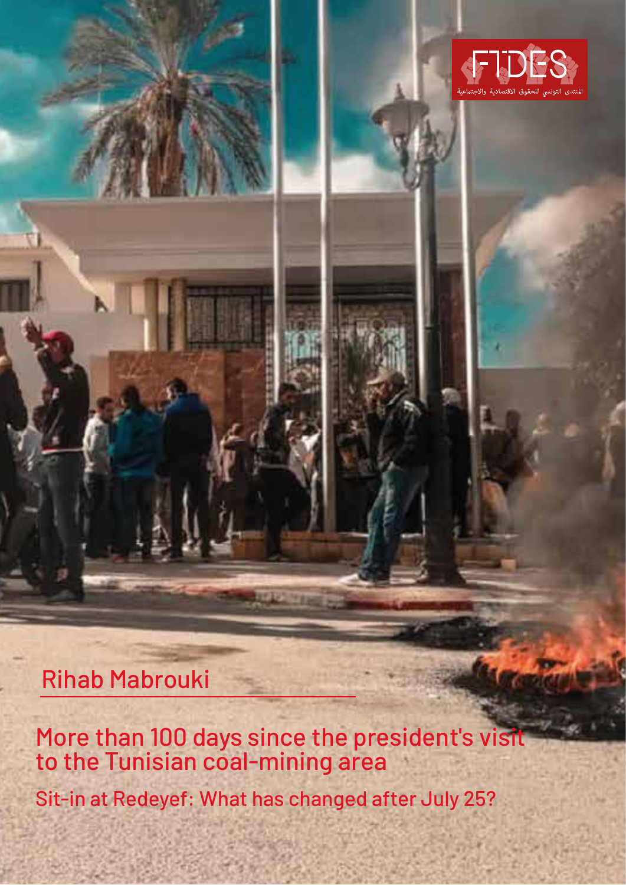FTDES

المنتدى التونسي للحقوق الاقتصادية والاجتماعية

Rihab Mabrouki

# More than 100 days since the president's visit to the Tunisian coal-mining area

## Sit-in at Redeyef: What has changed after July 25?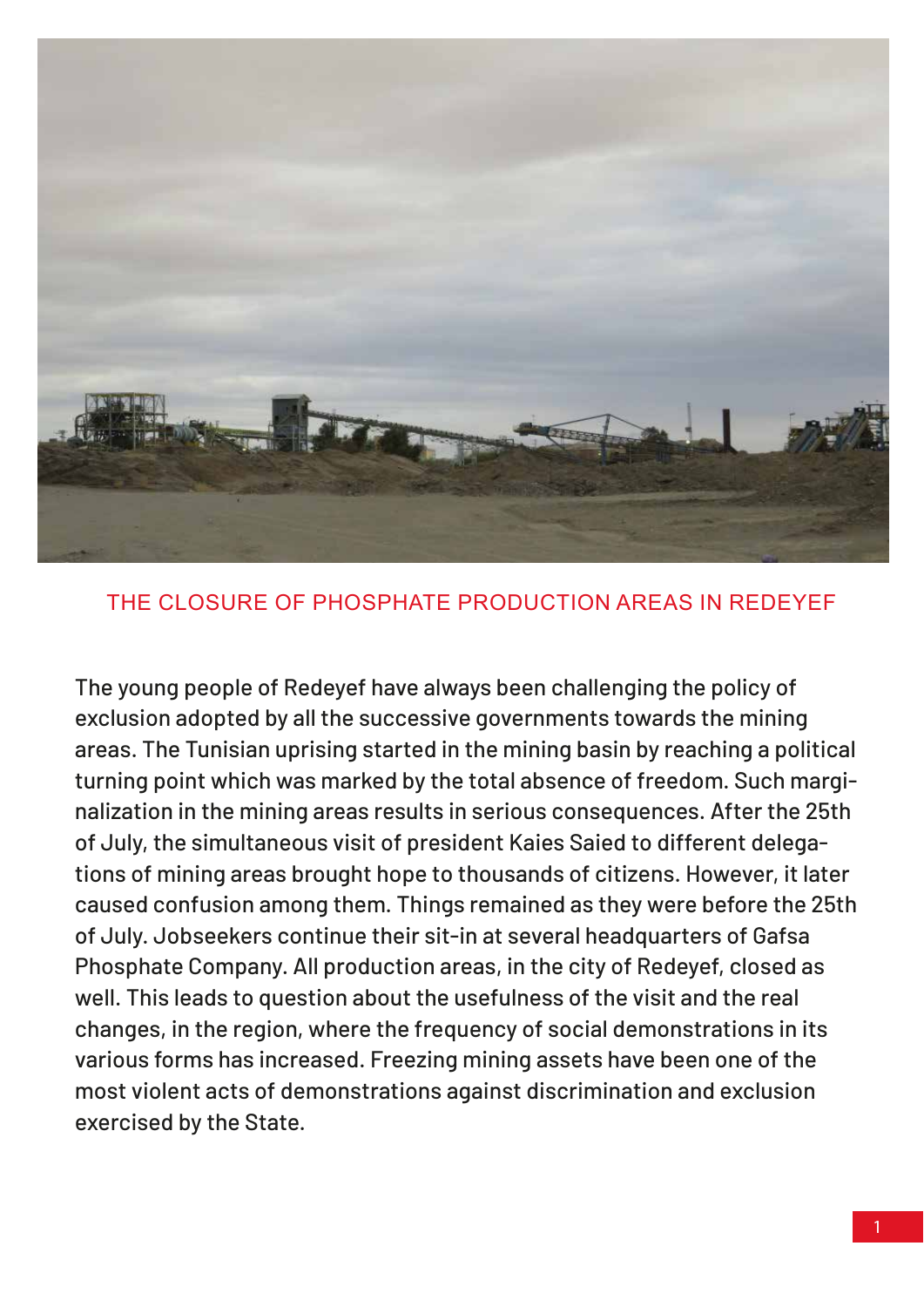## THE CLOSURE OF PHOSPHATE PRODUCTION AREAS IN REDEYEF

The young people of Redeyef have always been challenging the policy of exclusion adopted by all the successive governments towards the mining areas. The Tunisian uprising started in the mining basin by reaching a political turning point which was marked by the total absence of freedom. Such marginalization in the mining areas results in serious consequences. After the 25th of July, the simultaneous visit of president Kaies Saied to different delegations of mining areas brought hope to thousands of citizens. However, it later caused confusion among them. Things remained as they were before the 25th of July. Jobseekers continue their sit-in at several headquarters of Gafsa Phosphate Company. All production areas, in the city of Redeyef, closed as well. This leads to question about the usefulness of the visit and the real changes, in the region, where the frequency of social demonstrations in its various forms has increased. Freezing mining assets have been one of the most violent acts of demonstrations against discrimination and exclusion exercised by the State.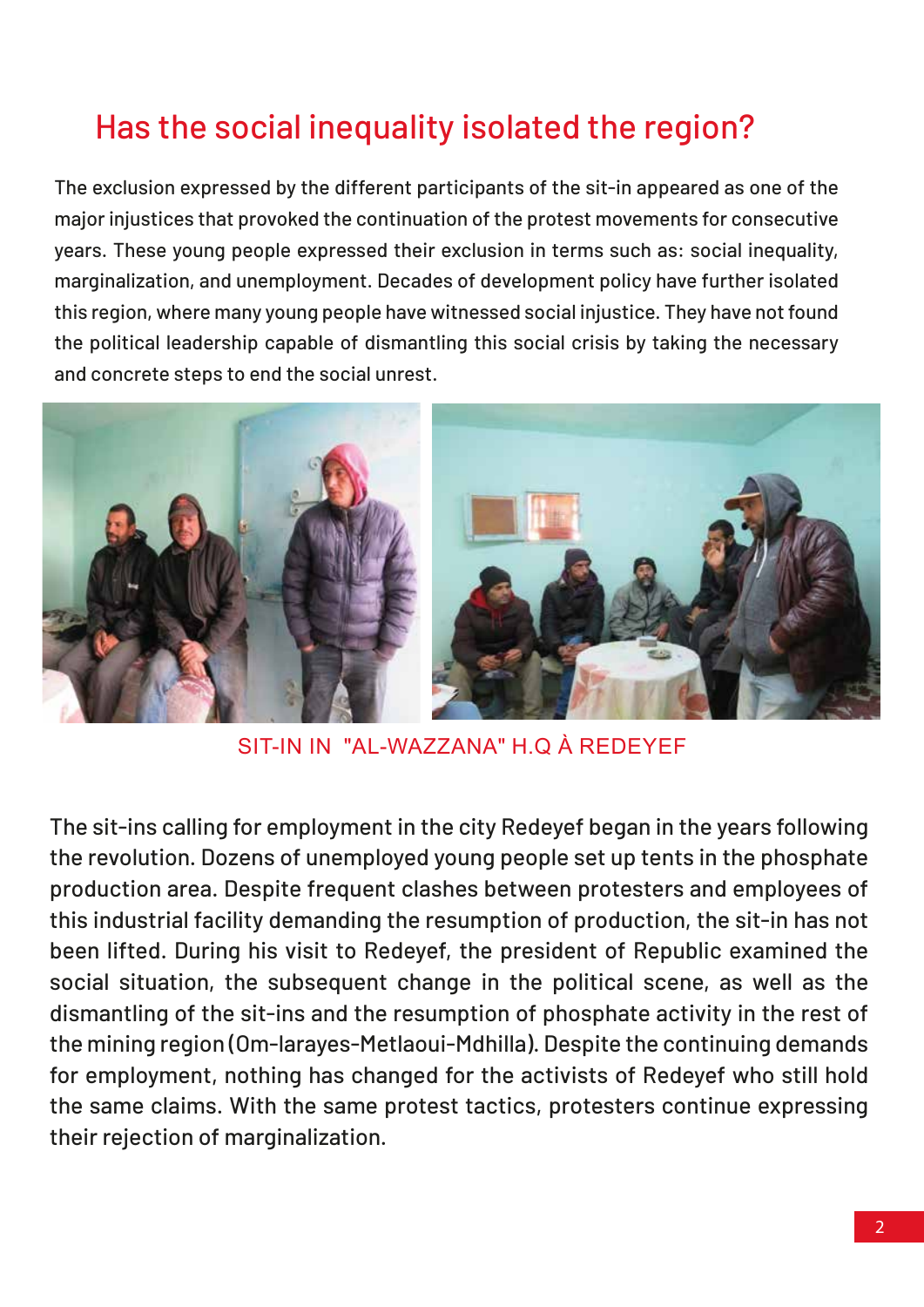# Has the social inequality isolated the region?

The exclusion expressed by the different participants of the sit-in appeared as one of the major injustices that provoked the continuation of the protest movements for consecutive years. These young people expressed their exclusion in terms such as: social inequality, marginalization, and unemployment. Decades of development policy have further isolated this region, where many young people have witnessed social injustice. They have not found the political leadership capable of dismantling this social crisis by taking the necessary and concrete steps to end the social unrest.

SIT-IN IN "AL-WAZZANA" H.Q À REDEYEF

The sit-ins calling for employment in the city Redeyef began in the years following the revolution. Dozens of unemployed young people set up tents in the phosphate production area. Despite frequent clashes between protesters and employees of this industrial facility demanding the resumption of production, the sit-in has not been lifted. During his visit to Redeyef, the president of Republic examined the social situation, the subsequent change in the political scene, as well as the dismantling of the sit-ins and the resumption of phosphate activity in the rest of the mining region (Om-larayes-Metlaoui-Mdhilla). Despite the continuing demands for employment, nothing has changed for the activists of Redeyef who still hold the same claims. With the same protest tactics, protesters continue expressing their rejection of marginalization.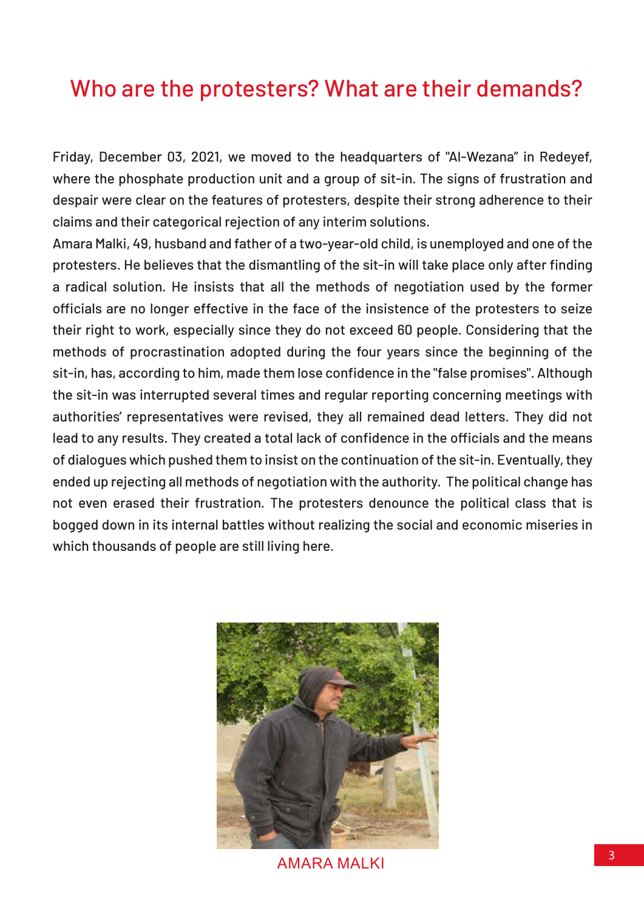# Who are the protesters? What are their demands?

Friday, December 03, 2021, we moved to the headquarters of "Al-Wezana" in Redeyef, where the phosphate production unit and a group of sit-in. The signs of frustration and despair were clear on the features of protesters, despite their strong adherence to their claims and their categorical rejection of any interim solutions.

Amara Malki, 49, husband and father of a two-year-old child, is unemployed and one of the protesters. He believes that the dismantling of the sit-in will take place only after finding a radical solution. He insists that all the methods of negotiation used by the former officials are no longer effective in the face of the insistence of the protesters to seize their right to work, especially since they do not exceed 60 people. Considering that the methods of procrastination adopted during the four years since the beginning of the sit-in, has, according to him, made them lose confidence in the "false promises". Although the sit-in was interrupted several times and regular reporting concerning meetings with authorities' representatives were revised, they all remained dead letters. They did not lead to any results. They created a total lack of confidence in the officials and the means of dialogues which pushed them to insist on the continuation of the sit-in. Eventually, they ended up rejecting all methods of negotiation with the authority. The political change has not even erased their frustration. The protesters denounce the political class that is bogged down in its internal battles without realizing the social and economic miseries in which thousands of people are still living here.

AMARA MALKI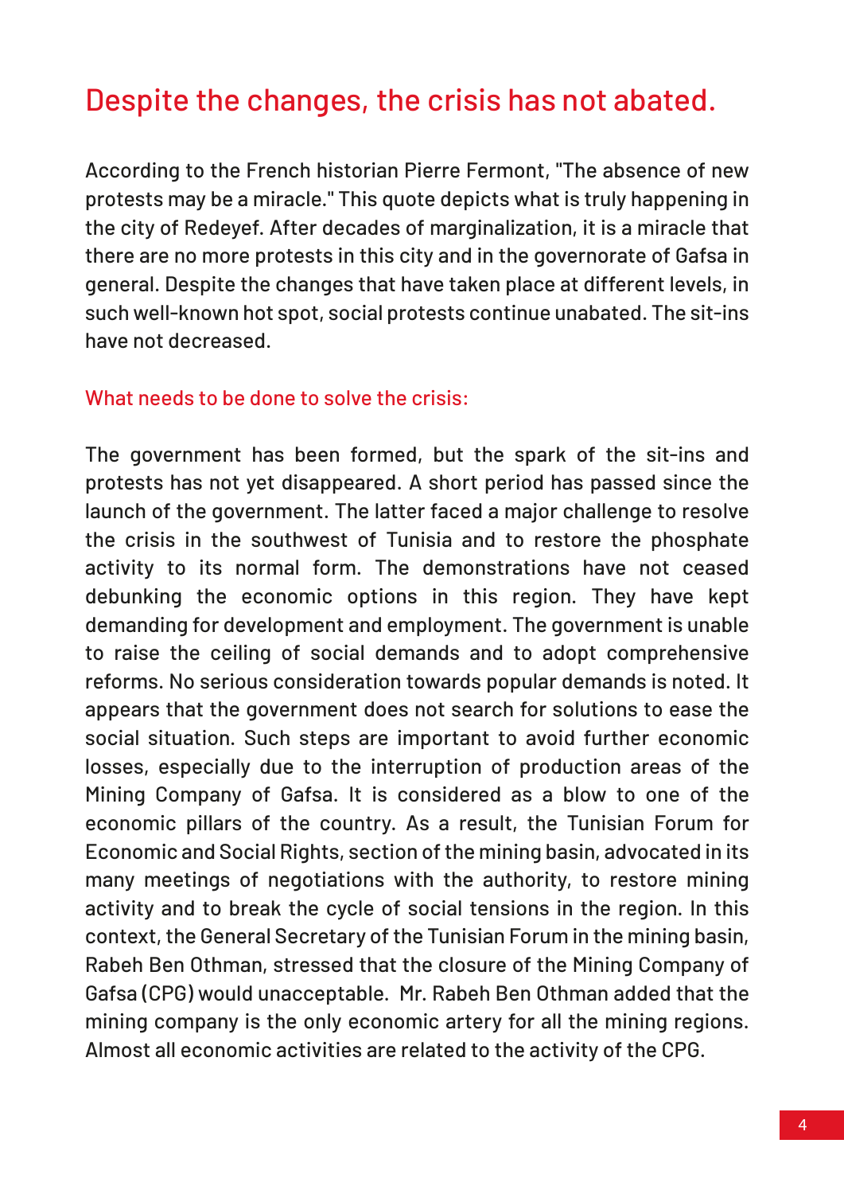# Despite the changes, the crisis has not abated.

According to the French historian Pierre Fermont, "The absence of new protests may be a miracle." This quote depicts what is truly happening in the city of Redeyef. After decades of marginalization, it is a miracle that there are no more protests in this city and in the governorate of Gafsa in general. Despite the changes that have taken place at different levels, in such well-known hot spot, social protests continue unabated. The sit-ins have not decreased.

## What needs to be done to solve the crisis:

The government has been formed, but the spark of the sit-ins and protests has not yet disappeared. A short period has passed since the launch of the government. The latter faced a major challenge to resolve the crisis in the southwest of Tunisia and to restore the phosphate activity to its normal form. The demonstrations have not ceased debunking the economic options in this region. They have kept demanding for development and employment. The government is unable to raise the ceiling of social demands and to adopt comprehensive reforms. No serious consideration towards popular demands is noted. It appears that the government does not search for solutions to ease the social situation. Such steps are important to avoid further economic losses, especially due to the interruption of production areas of the Mining Company of Gafsa. It is considered as a blow to one of the economic pillars of the country. As a result, the Tunisian Forum for Economic and Social Rights, section of the mining basin, advocated in its many meetings of negotiations with the authority, to restore mining activity and to break the cycle of social tensions in the region. In this context, the General Secretary of the Tunisian Forum in the mining basin, Rabeh Ben Othman, stressed that the closure of the Mining Company of Gafsa (CPG) would unacceptable. Mr. Rabeh Ben Othman added that the mining company is the only economic artery for all the mining regions. Almost all economic activities are related to the activity of the CPG.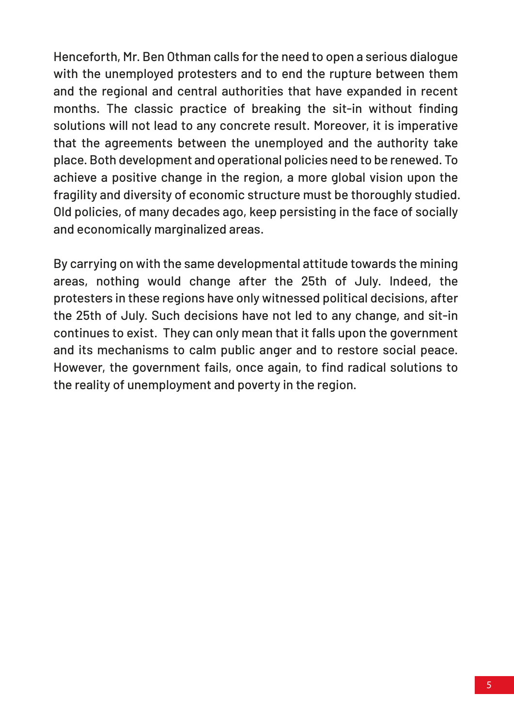Henceforth, Mr. Ben Othman calls for the need to open a serious dialogue with the unemployed protesters and to end the rupture between them and the regional and central authorities that have expanded in recent months. The classic practice of breaking the sit-in without finding solutions will not lead to any concrete result. Moreover, it is imperative that the agreements between the unemployed and the authority take place. Both development and operational policies need to be renewed. To achieve a positive change in the region, a more global vision upon the fragility and diversity of economic structure must be thoroughly studied. Old policies, of many decades ago, keep persisting in the face of socially and economically marginalized areas.

By carrying on with the same developmental attitude towards the mining areas, nothing would change after the 25th of July. Indeed, the protesters in these regions have only witnessed political decisions, after the 25th of July. Such decisions have not led to any change, and sit-in continues to exist. They can only mean that it falls upon the government and its mechanisms to calm public anger and to restore social peace. However, the government fails, once again, to find radical solutions to the reality of unemployment and poverty in the region.